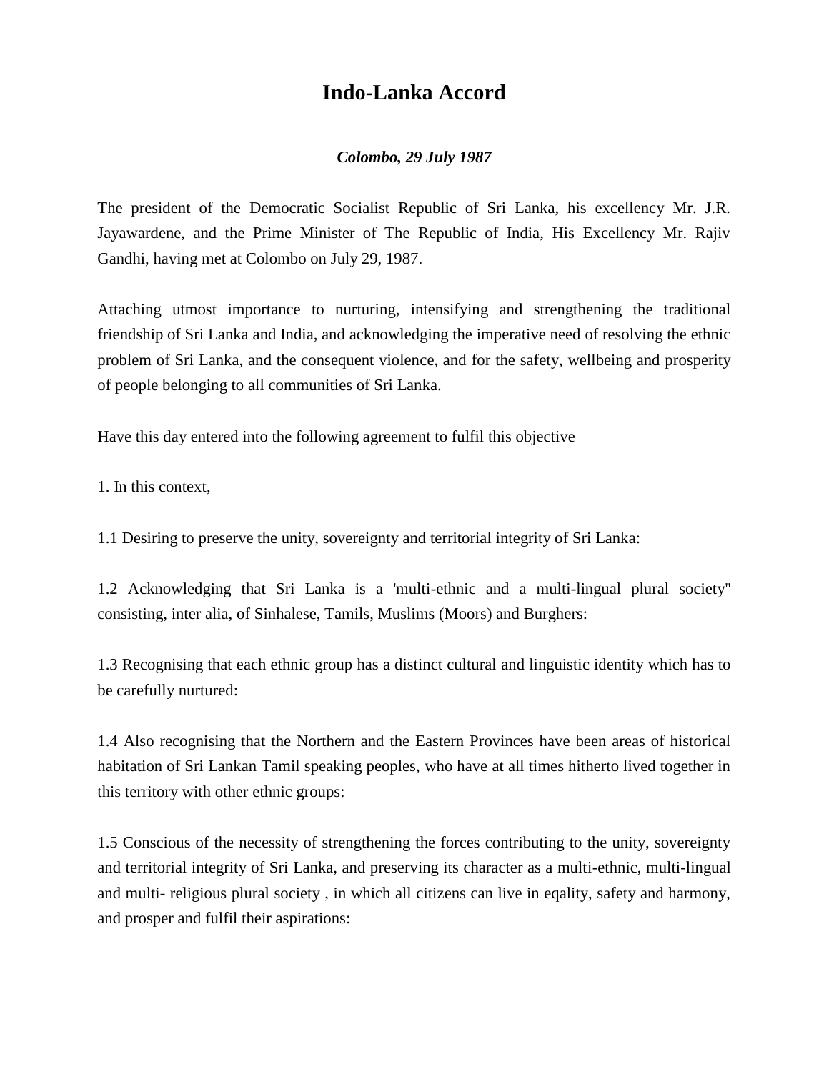# Indo-Lanka Accord

***Colombo, 29 July 1987***

The president of the Democratic Socialist Republic of Sri Lanka, his excellency Mr. J.R. Jayawardene, and the Prime Minister of The Republic of India, His Excellency Mr. Rajiv Gandhi, having met at Colombo on July 29, 1987.

Attaching utmost importance to nurturing, intensifying and strengthening the traditional friendship of Sri Lanka and India, and acknowledging the imperative need of resolving the ethnic problem of Sri Lanka, and the consequent violence, and for the safety, wellbeing and prosperity of people belonging to all communities of Sri Lanka.

Have this day entered into the following agreement to fulfil this objective

1. In this context,

1.1 Desiring to preserve the unity, sovereignty and territorial integrity of Sri Lanka:

1.2 Acknowledging that Sri Lanka is a 'multi-ethnic and a multi-lingual plural society'' consisting, inter alia, of Sinhalese, Tamils, Muslims (Moors) and Burghers:

1.3 Recognising that each ethnic group has a distinct cultural and linguistic identity which has to be carefully nurtured:

1.4 Also recognising that the Northern and the Eastern Provinces have been areas of historical habitation of Sri Lankan Tamil speaking peoples, who have at all times hitherto lived together in this territory with other ethnic groups:

1.5 Conscious of the necessity of strengthening the forces contributing to the unity, sovereignty and territorial integrity of Sri Lanka, and preserving its character as a multi-ethnic, multi-lingual and multi- religious plural society , in which all citizens can live in eqality, safety and harmony, and prosper and fulfil their aspirations: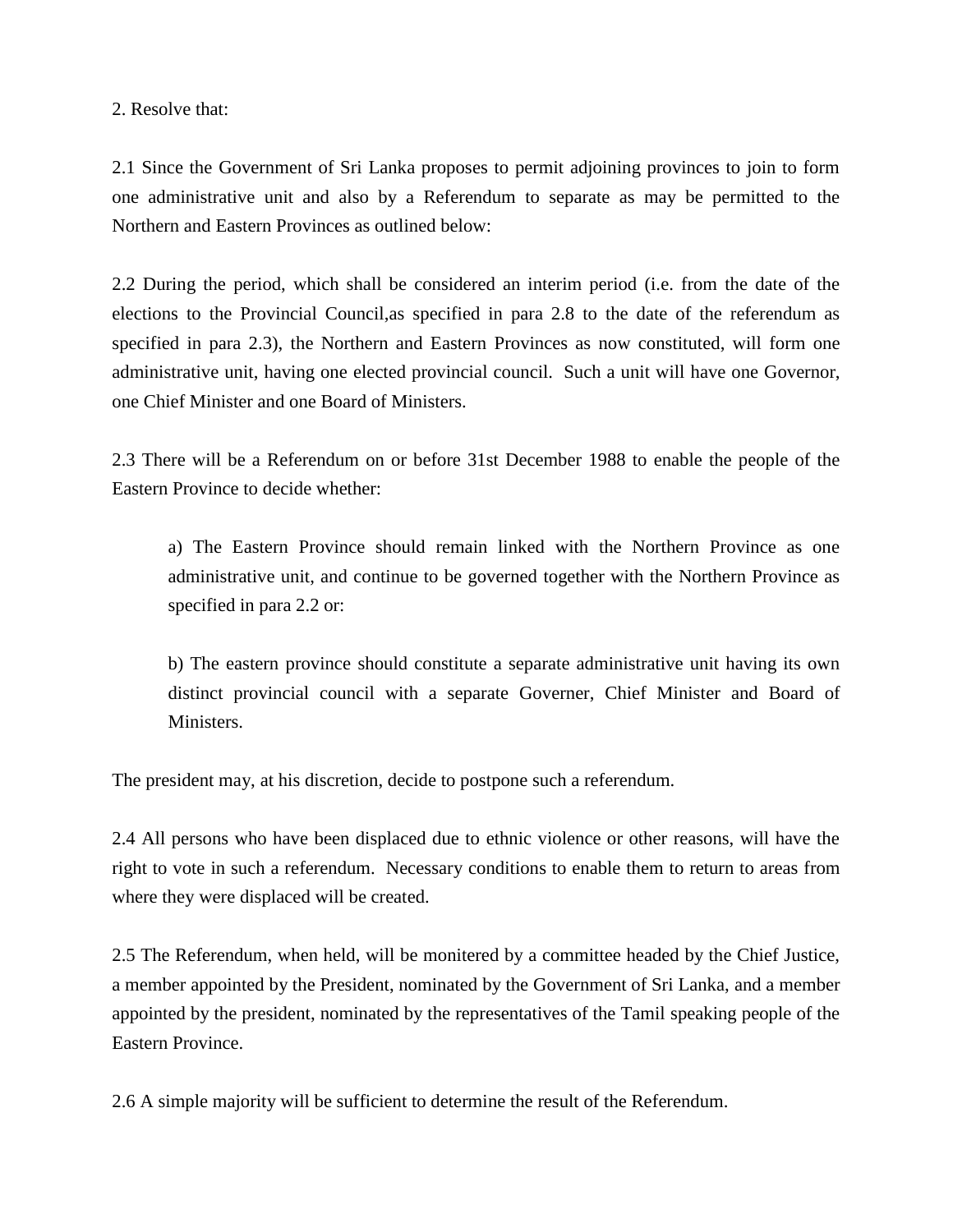2. Resolve that:

2.1 Since the Government of Sri Lanka proposes to permit adjoining provinces to join to form one administrative unit and also by a Referendum to separate as may be permitted to the Northern and Eastern Provinces as outlined below:

2.2 During the period, which shall be considered an interim period (i.e. from the date of the elections to the Provincial Council,as specified in para 2.8 to the date of the referendum as specified in para 2.3), the Northern and Eastern Provinces as now constituted, will form one administrative unit, having one elected provincial council. Such a unit will have one Governor, one Chief Minister and one Board of Ministers.

2.3 There will be a Referendum on or before 31st December 1988 to enable the people of the Eastern Province to decide whether:

> a) The Eastern Province should remain linked with the Northern Province as one administrative unit, and continue to be governed together with the Northern Province as specified in para 2.2 or:
>
> b) The eastern province should constitute a separate administrative unit having its own distinct provincial council with a separate Governer, Chief Minister and Board of Ministers.

The president may, at his discretion, decide to postpone such a referendum.

2.4 All persons who have been displaced due to ethnic violence or other reasons, will have the right to vote in such a referendum. Necessary conditions to enable them to return to areas from where they were displaced will be created.

2.5 The Referendum, when held, will be monitered by a committee headed by the Chief Justice, a member appointed by the President, nominated by the Government of Sri Lanka, and a member appointed by the president, nominated by the representatives of the Tamil speaking people of the Eastern Province.

2.6 A simple majority will be sufficient to determine the result of the Referendum.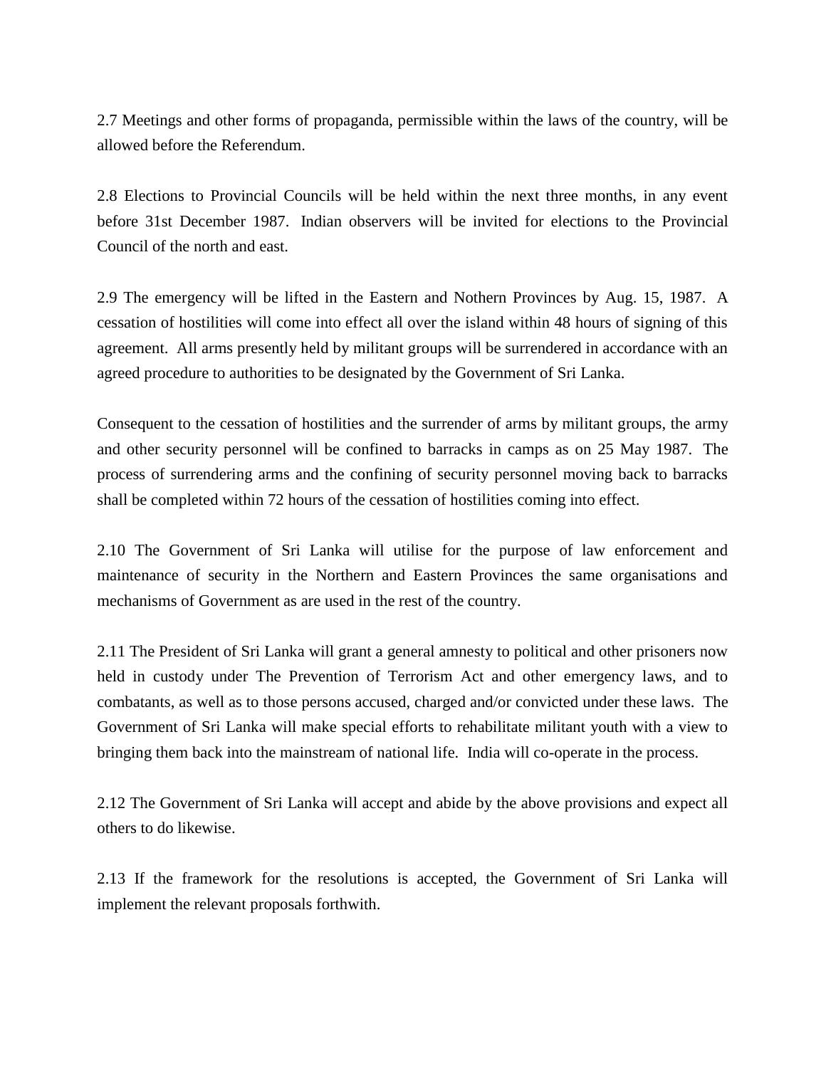2.7 Meetings and other forms of propaganda, permissible within the laws of the country, will be allowed before the Referendum.

2.8 Elections to Provincial Councils will be held within the next three months, in any event before 31st December 1987. Indian observers will be invited for elections to the Provincial Council of the north and east.

2.9 The emergency will be lifted in the Eastern and Nothern Provinces by Aug. 15, 1987. A cessation of hostilities will come into effect all over the island within 48 hours of signing of this agreement. All arms presently held by militant groups will be surrendered in accordance with an agreed procedure to authorities to be designated by the Government of Sri Lanka.

Consequent to the cessation of hostilities and the surrender of arms by militant groups, the army and other security personnel will be confined to barracks in camps as on 25 May 1987. The process of surrendering arms and the confining of security personnel moving back to barracks shall be completed within 72 hours of the cessation of hostilities coming into effect.

2.10 The Government of Sri Lanka will utilise for the purpose of law enforcement and maintenance of security in the Northern and Eastern Provinces the same organisations and mechanisms of Government as are used in the rest of the country.

2.11 The President of Sri Lanka will grant a general amnesty to political and other prisoners now held in custody under The Prevention of Terrorism Act and other emergency laws, and to combatants, as well as to those persons accused, charged and/or convicted under these laws. The Government of Sri Lanka will make special efforts to rehabilitate militant youth with a view to bringing them back into the mainstream of national life. India will co-operate in the process.

2.12 The Government of Sri Lanka will accept and abide by the above provisions and expect all others to do likewise.

2.13 If the framework for the resolutions is accepted, the Government of Sri Lanka will implement the relevant proposals forthwith.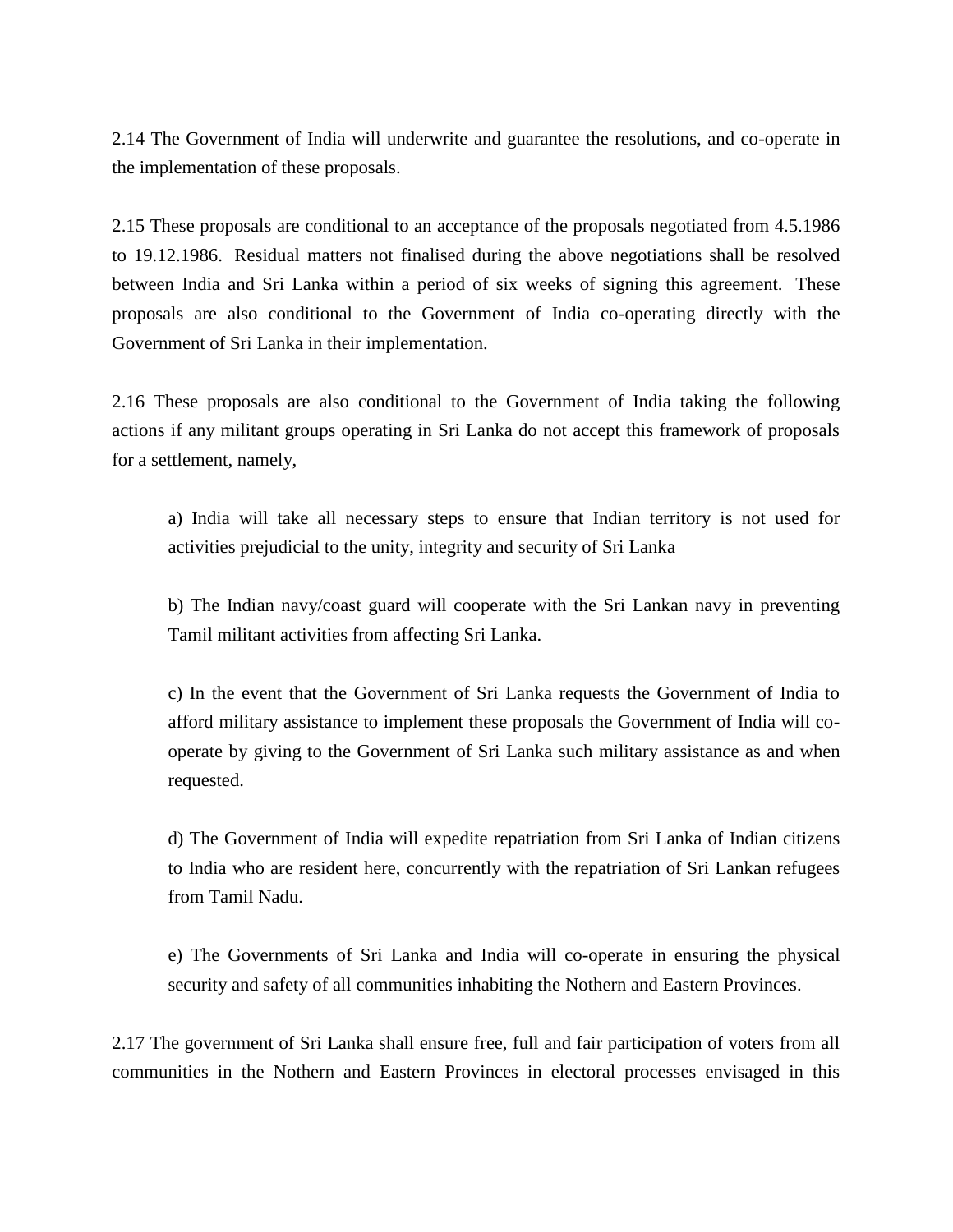2.14 The Government of India will underwrite and guarantee the resolutions, and co-operate in the implementation of these proposals.

2.15 These proposals are conditional to an acceptance of the proposals negotiated from 4.5.1986 to 19.12.1986. Residual matters not finalised during the above negotiations shall be resolved between India and Sri Lanka within a period of six weeks of signing this agreement. These proposals are also conditional to the Government of India co-operating directly with the Government of Sri Lanka in their implementation.

2.16 These proposals are also conditional to the Government of India taking the following actions if any militant groups operating in Sri Lanka do not accept this framework of proposals for a settlement, namely,

a) India will take all necessary steps to ensure that Indian territory is not used for activities prejudicial to the unity, integrity and security of Sri Lanka

b) The Indian navy/coast guard will cooperate with the Sri Lankan navy in preventing Tamil militant activities from affecting Sri Lanka.

c) In the event that the Government of Sri Lanka requests the Government of India to afford military assistance to implement these proposals the Government of India will co-operate by giving to the Government of Sri Lanka such military assistance as and when requested.

d) The Government of India will expedite repatriation from Sri Lanka of Indian citizens to India who are resident here, concurrently with the repatriation of Sri Lankan refugees from Tamil Nadu.

e) The Governments of Sri Lanka and India will co-operate in ensuring the physical security and safety of all communities inhabiting the Nothern and Eastern Provinces.

2.17 The government of Sri Lanka shall ensure free, full and fair participation of voters from all communities in the Nothern and Eastern Provinces in electoral processes envisaged in this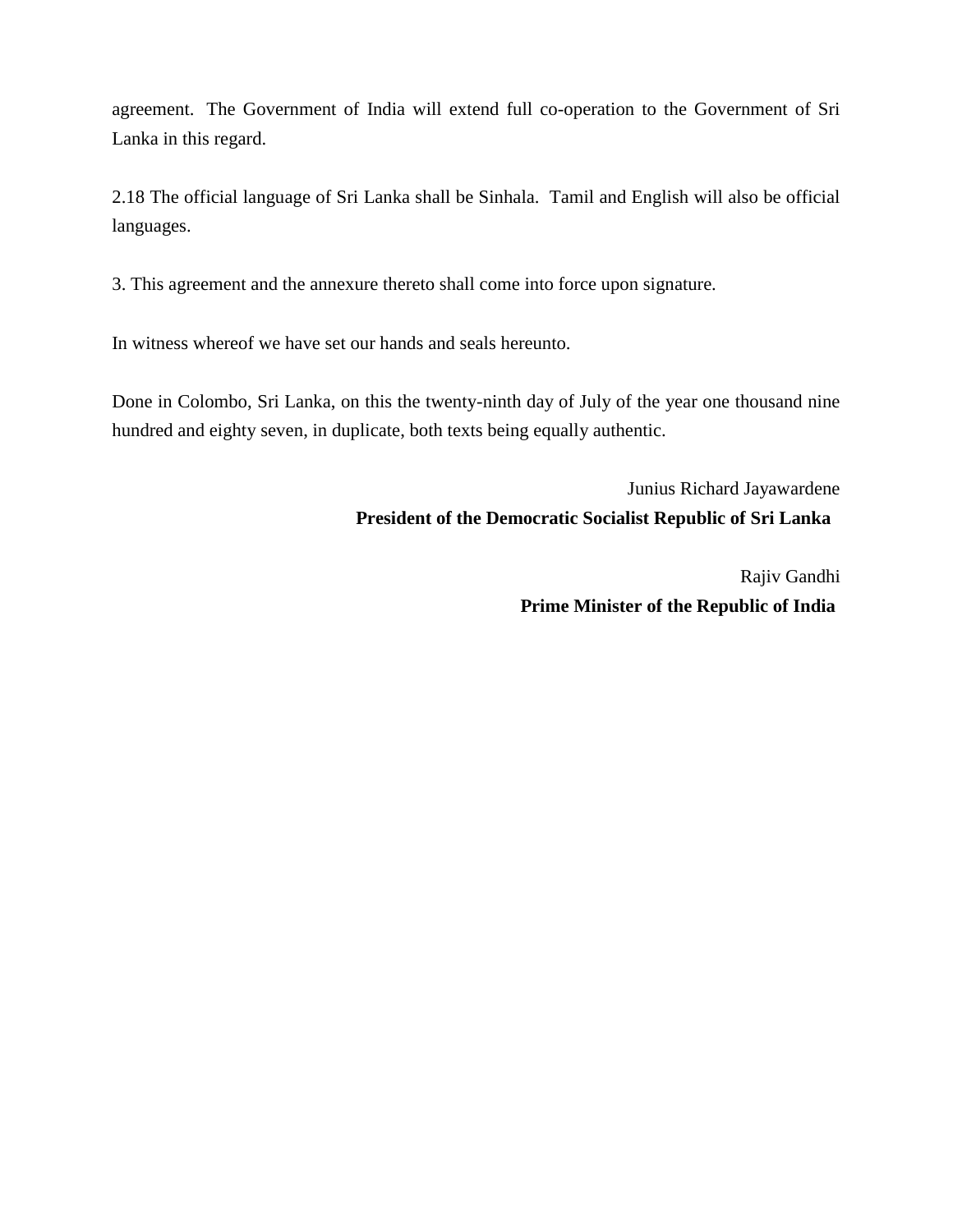agreement. The Government of India will extend full co-operation to the Government of Sri Lanka in this regard.

2.18 The official language of Sri Lanka shall be Sinhala. Tamil and English will also be official languages.

3. This agreement and the annexure thereto shall come into force upon signature.

In witness whereof we have set our hands and seals hereunto.

Done in Colombo, Sri Lanka, on this the twenty-ninth day of July of the year one thousand nine hundred and eighty seven, in duplicate, both texts being equally authentic.

Junius Richard Jayawardene
**President of the Democratic Socialist Republic of Sri Lanka**

Rajiv Gandhi
**Prime Minister of the Republic of India**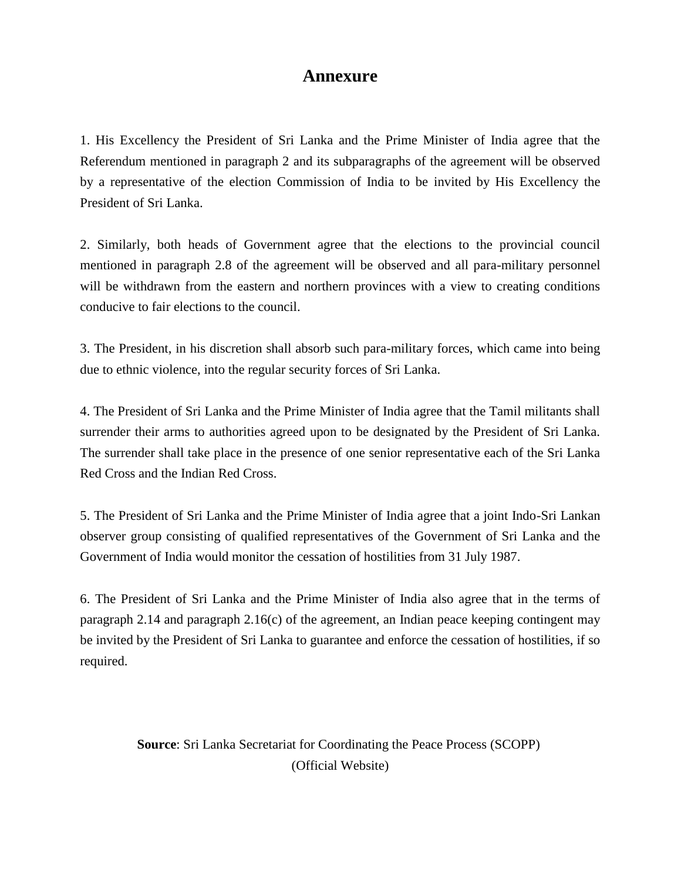# Annexure

1. His Excellency the President of Sri Lanka and the Prime Minister of India agree that the Referendum mentioned in paragraph 2 and its subparagraphs of the agreement will be observed by a representative of the election Commission of India to be invited by His Excellency the President of Sri Lanka.

2. Similarly, both heads of Government agree that the elections to the provincial council mentioned in paragraph 2.8 of the agreement will be observed and all para-military personnel will be withdrawn from the eastern and northern provinces with a view to creating conditions conducive to fair elections to the council.

3. The President, in his discretion shall absorb such para-military forces, which came into being due to ethnic violence, into the regular security forces of Sri Lanka.

4. The President of Sri Lanka and the Prime Minister of India agree that the Tamil militants shall surrender their arms to authorities agreed upon to be designated by the President of Sri Lanka. The surrender shall take place in the presence of one senior representative each of the Sri Lanka Red Cross and the Indian Red Cross.

5. The President of Sri Lanka and the Prime Minister of India agree that a joint Indo-Sri Lankan observer group consisting of qualified representatives of the Government of Sri Lanka and the Government of India would monitor the cessation of hostilities from 31 July 1987.

6. The President of Sri Lanka and the Prime Minister of India also agree that in the terms of paragraph 2.14 and paragraph 2.16(c) of the agreement, an Indian peace keeping contingent may be invited by the President of Sri Lanka to guarantee and enforce the cessation of hostilities, if so required.

**Source**: Sri Lanka Secretariat for Coordinating the Peace Process (SCOPP)
(Official Website)